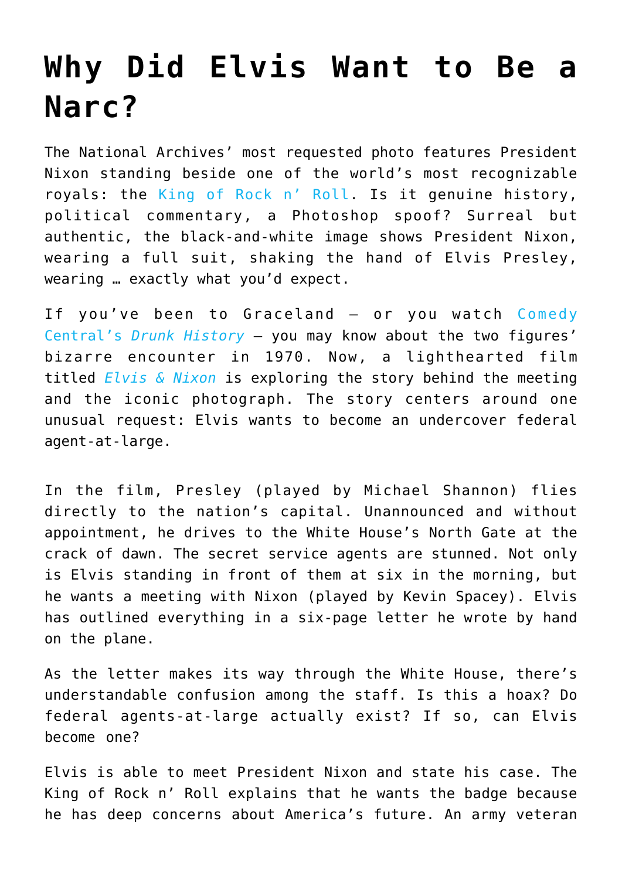# Why Did Elvis Want to Be a Narc?

The National Archives' most requested photo features President Nixon standing beside one of the world's most recognizable royals: the King of Rock n' Roll. Is it genuine history, political commentary, a Photoshop spoof? Surreal but authentic, the black-and-white image shows President Nixon, wearing a full suit, shaking the hand of Elvis Presley, wearing … exactly what you'd expect.

If you've been to Graceland – or you watch Comedy Central's *Drunk History* – you may know about the two figures' bizarre encounter in 1970. Now, a lighthearted film titled *Elvis & Nixon* is exploring the story behind the meeting and the iconic photograph. The story centers around one unusual request: Elvis wants to become an undercover federal agent-at-large.

In the film, Presley (played by Michael Shannon) flies directly to the nation's capital. Unannounced and without appointment, he drives to the White House's North Gate at the crack of dawn. The secret service agents are stunned. Not only is Elvis standing in front of them at six in the morning, but he wants a meeting with Nixon (played by Kevin Spacey). Elvis has outlined everything in a six-page letter he wrote by hand on the plane.

As the letter makes its way through the White House, there's understandable confusion among the staff. Is this a hoax? Do federal agents-at-large actually exist? If so, can Elvis become one?

Elvis is able to meet President Nixon and state his case. The King of Rock n' Roll explains that he wants the badge because he has deep concerns about America's future. An army veteran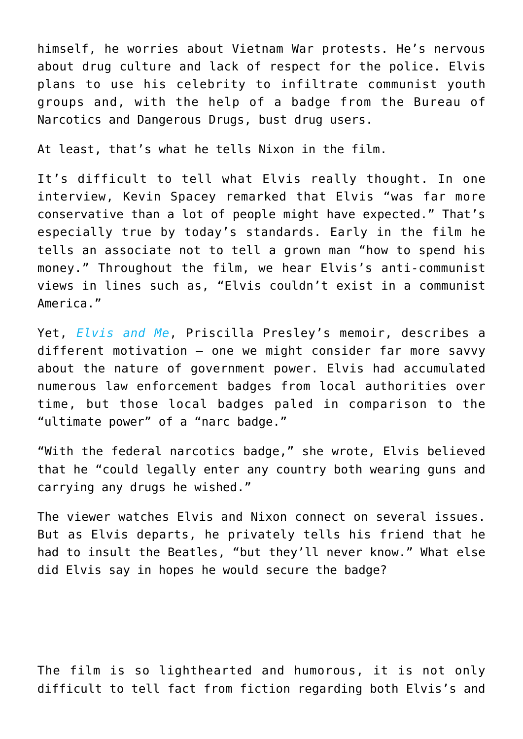himself, he worries about Vietnam War protests. He's nervous about drug culture and lack of respect for the police. Elvis plans to use his celebrity to infiltrate communist youth groups and, with the help of a badge from the Bureau of Narcotics and Dangerous Drugs, bust drug users.

At least, that's what he tells Nixon in the film.

It's difficult to tell what Elvis really thought. In one interview, Kevin Spacey remarked that Elvis "was far more conservative than a lot of people might have expected." That's especially true by today's standards. Early in the film he tells an associate not to tell a grown man "how to spend his money." Throughout the film, we hear Elvis's anti-communist views in lines such as, "Elvis couldn't exist in a communist America."

Yet, *Elvis and Me*, Priscilla Presley's memoir, describes a different motivation — one we might consider far more savvy about the nature of government power. Elvis had accumulated numerous law enforcement badges from local authorities over time, but those local badges paled in comparison to the "ultimate power" of a "narc badge."

"With the federal narcotics badge," she wrote, Elvis believed that he "could legally enter any country both wearing guns and carrying any drugs he wished."

The viewer watches Elvis and Nixon connect on several issues. But as Elvis departs, he privately tells his friend that he had to insult the Beatles, "but they'll never know." What else did Elvis say in hopes he would secure the badge?

The film is so lighthearted and humorous, it is not only difficult to tell fact from fiction regarding both Elvis's and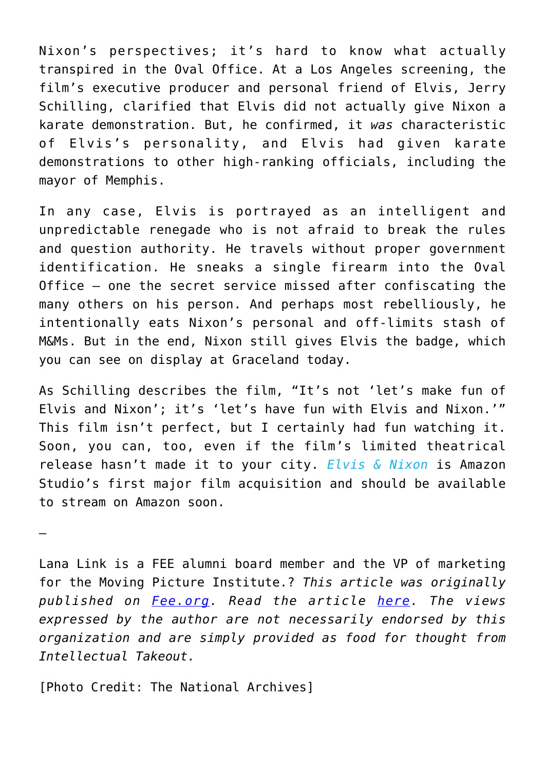Nixon's perspectives; it's hard to know what actually transpired in the Oval Office. At a Los Angeles screening, the film's executive producer and personal friend of Elvis, Jerry Schilling, clarified that Elvis did not actually give Nixon a karate demonstration. But, he confirmed, it *was* characteristic of Elvis's personality, and Elvis had given karate demonstrations to other high-ranking officials, including the mayor of Memphis.

In any case, Elvis is portrayed as an intelligent and unpredictable renegade who is not afraid to break the rules and question authority. He travels without proper government identification. He sneaks a single firearm into the Oval Office – one the secret service missed after confiscating the many others on his person. And perhaps most rebelliously, he intentionally eats Nixon's personal and off-limits stash of M&Ms. But in the end, Nixon still gives Elvis the badge, which you can see on display at Graceland today.

As Schilling describes the film, "It's not 'let's make fun of Elvis and Nixon'; it's 'let's have fun with Elvis and Nixon.'" This film isn't perfect, but I certainly had fun watching it. Soon, you can, too, even if the film's limited theatrical release hasn't made it to your city. *Elvis & Nixon* is Amazon Studio's first major film acquisition and should be available to stream on Amazon soon.

—

Lana Link is a FEE alumni board member and the VP of marketing for the Moving Picture Institute.? *This article was originally published on Fee.org. Read the article here. The views expressed by the author are not necessarily endorsed by this organization and are simply provided as food for thought from Intellectual Takeout.*

[Photo Credit: The National Archives]